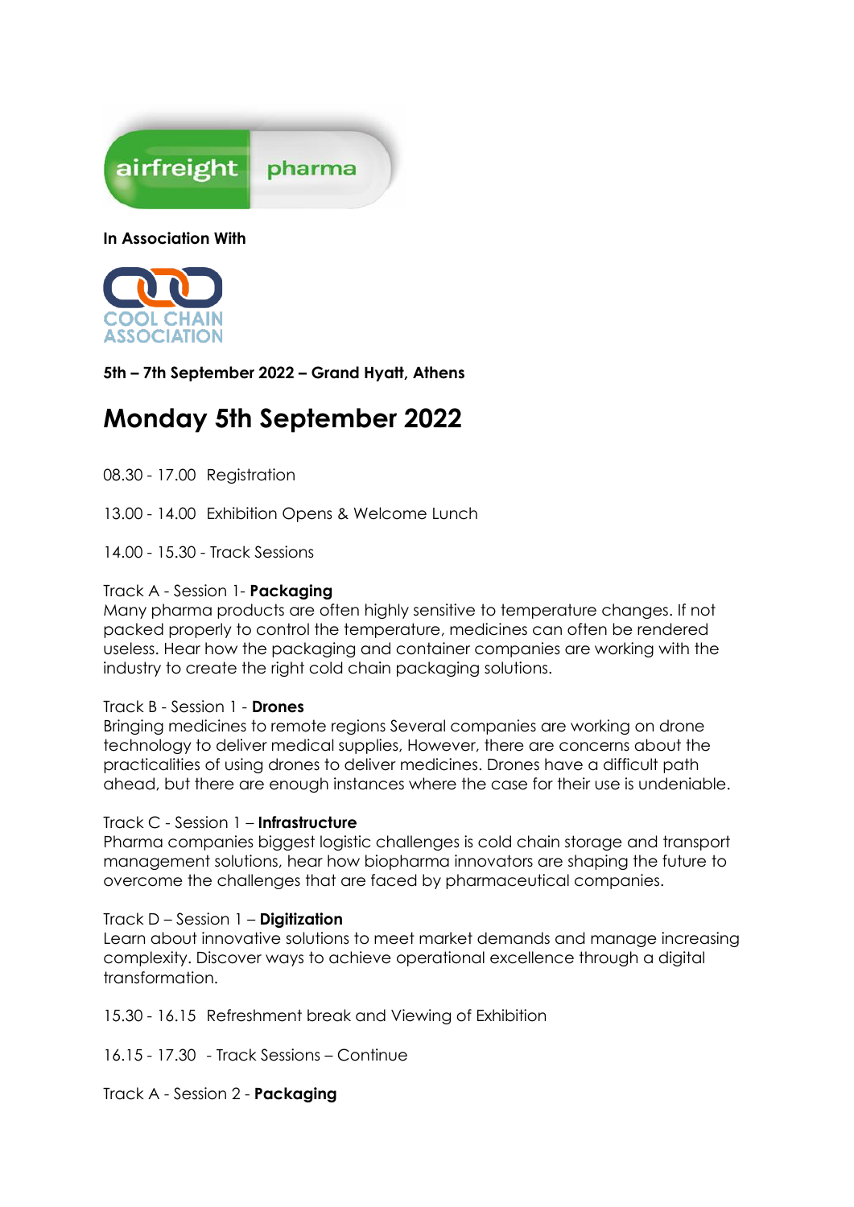airfreight pharma

**In Association With**

COOL CHAIN ASSOCIATION

**5th – 7th September 2022 – Grand Hyatt, Athens**

# Monday 5th September 2022

08.30 - 17.00 Registration

13.00 - 14.00 Exhibition Opens & Welcome Lunch

14.00 - 15.30 - Track Sessions

Track A - Session 1- **Packaging**
Many pharma products are often highly sensitive to temperature changes. If not packed properly to control the temperature, medicines can often be rendered useless. Hear how the packaging and container companies are working with the industry to create the right cold chain packaging solutions.

Track B - Session 1 - **Drones**
Bringing medicines to remote regions Several companies are working on drone technology to deliver medical supplies, However, there are concerns about the practicalities of using drones to deliver medicines. Drones have a difficult path ahead, but there are enough instances where the case for their use is undeniable.

Track C - Session 1 – **Infrastructure**
Pharma companies biggest logistic challenges is cold chain storage and transport management solutions, hear how biopharma innovators are shaping the future to overcome the challenges that are faced by pharmaceutical companies.

Track D – Session 1 – **Digitization**
Learn about innovative solutions to meet market demands and manage increasing complexity. Discover ways to achieve operational excellence through a digital transformation.

15.30 - 16.15 Refreshment break and Viewing of Exhibition

16.15 - 17.30 - Track Sessions – Continue

Track A - Session 2 - **Packaging**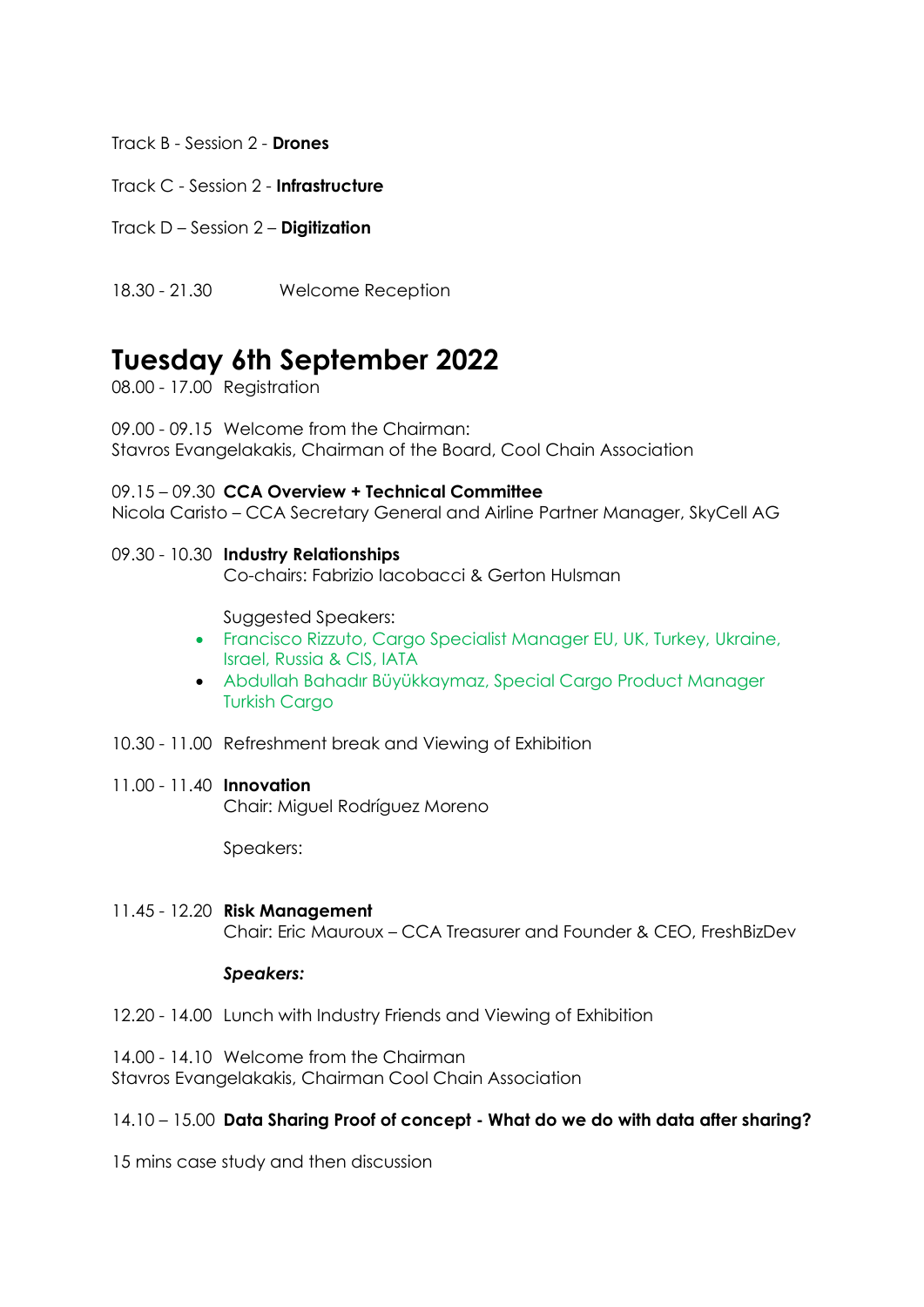Track B - Session 2 - **Drones**

Track C - Session 2 - **Infrastructure**

Track D – Session 2 – **Digitization**

18.30 - 21.30 Welcome Reception

# Tuesday 6th September 2022

08.00 - 17.00 Registration

09.00 - 09.15 Welcome from the Chairman:
Stavros Evangelakakis, Chairman of the Board, Cool Chain Association

09.15 – 09.30 **CCA Overview + Technical Committee**
Nicola Caristo – CCA Secretary General and Airline Partner Manager, SkyCell AG

09.30 - 10.30 **Industry Relationships**
Co-chairs: Fabrizio Iacobacci & Gerton Hulsman

Suggested Speakers:

- Francisco Rizzuto, Cargo Specialist Manager EU, UK, Turkey, Ukraine, Israel, Russia & CIS, IATA
- Abdullah Bahadır Büyükkaymaz, Special Cargo Product Manager Turkish Cargo

10.30 - 11.00 Refreshment break and Viewing of Exhibition

11.00 - 11.40 **Innovation**
Chair: Miguel Rodríguez Moreno

Speakers:

11.45 - 12.20 **Risk Management**
Chair: Eric Mauroux – CCA Treasurer and Founder & CEO, FreshBizDev

***Speakers:***

12.20 - 14.00 Lunch with Industry Friends and Viewing of Exhibition

14.00 - 14.10 Welcome from the Chairman
Stavros Evangelakakis, Chairman Cool Chain Association

14.10 – 15.00 **Data Sharing Proof of concept - What do we do with data after sharing?**

15 mins case study and then discussion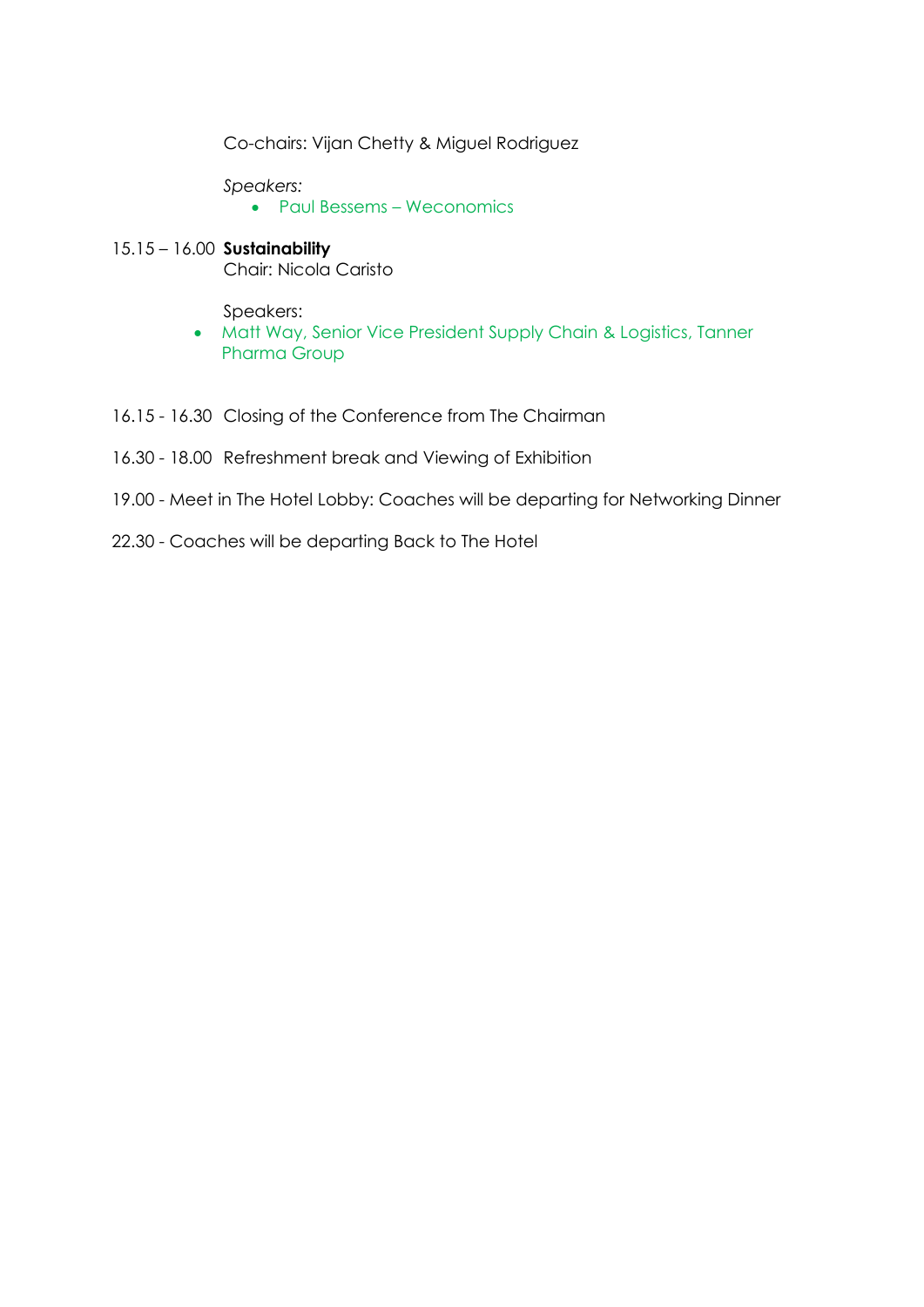Co-chairs: Vijan Chetty & Miguel Rodriguez

*Speakers:*

- Paul Bessems – Weconomics

15.15 – 16.00 **Sustainability**

Chair: Nicola Caristo

Speakers:

- Matt Way, Senior Vice President Supply Chain & Logistics, Tanner Pharma Group

16.15 - 16.30 Closing of the Conference from The Chairman

16.30 - 18.00 Refreshment break and Viewing of Exhibition

19.00 - Meet in The Hotel Lobby: Coaches will be departing for Networking Dinner

22.30 - Coaches will be departing Back to The Hotel